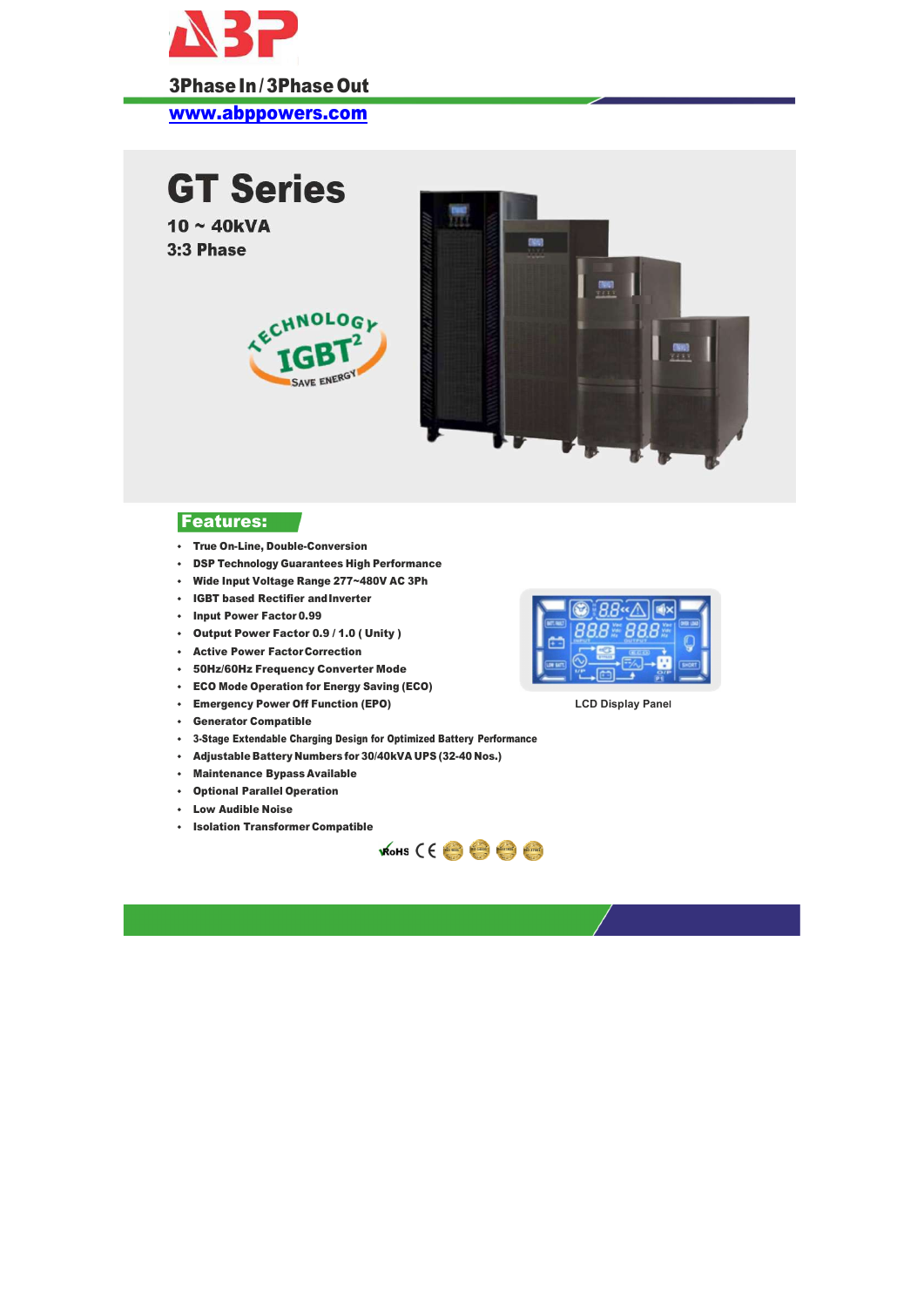3Phase In / 3Phase Out

www.abppowers.com

# GT Series

**10 ~ 40kVA**

**3:3 Phase**

## Features:

- True On-Line, Double-Conversion
- DSP Technology Guarantees High Performance
- Wide Input Voltage Range 277~480V AC 3Ph
- IGBT based Rectifier and Inverter
- Input Power Factor 0.99
- Output Power Factor 0.9 / 1.0 ( Unity )
- Active Power Factor Correction
- 50Hz/60Hz Frequency Converter Mode
- ECO Mode Operation for Energy Saving (ECO)
- Emergency Power Off Function (EPO)
- Generator Compatible
- 3-Stage Extendable Charging Design for Optimized Battery Performance
- Adjustable Battery Numbers for 30/40kVA UPS (32-40 Nos.)
- Maintenance Bypass Available
- Optional Parallel Operation
- Low Audible Noise
- Isolation Transformer Compatible

LCD Display Panel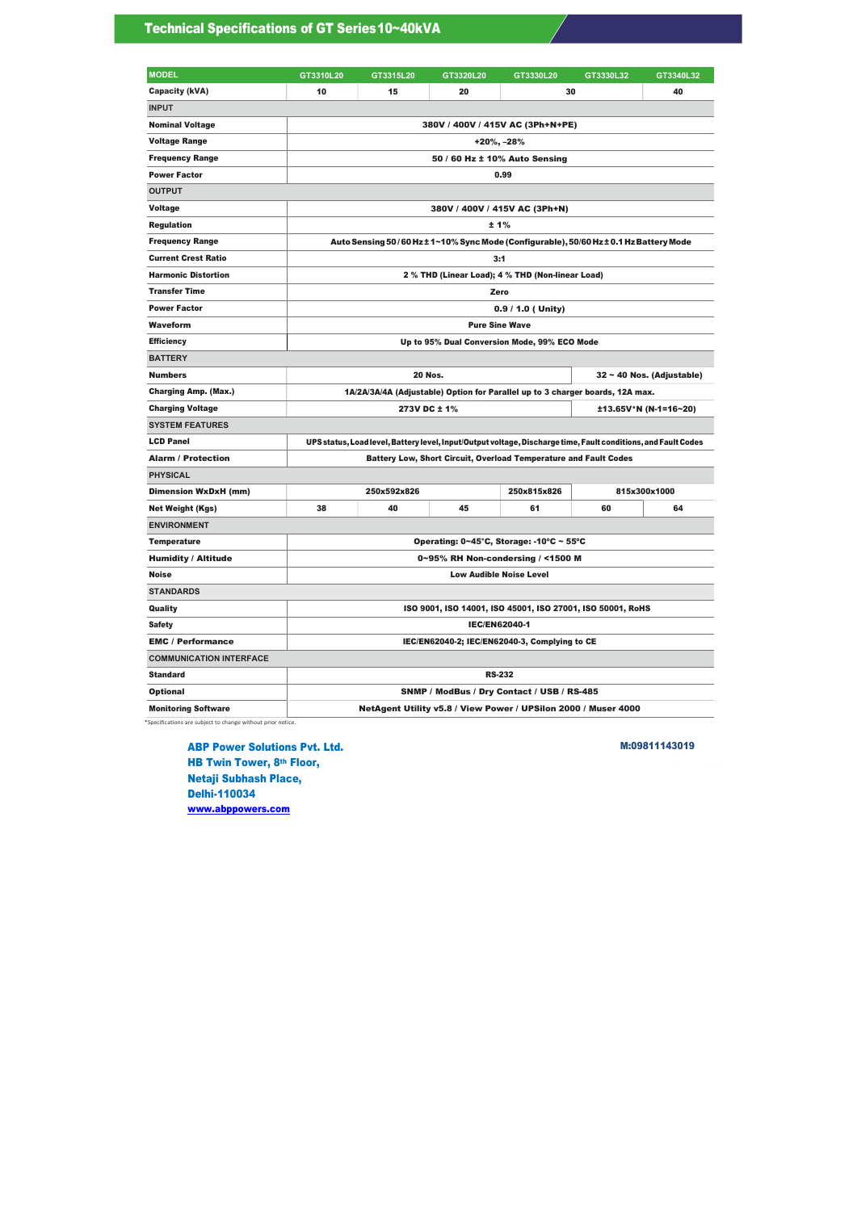# Technical Specifications of GT Series 10~40kVA

| MODEL | GT3310L20 | GT3315L20 | GT3320L20 | GT3330L20 | GT3330L32 | GT3340L32 |
|---|---|---|---|---|---|---|
| Capacity (kVA) | 10 | 15 | 20 | 30 | | 40 |
| **INPUT** | | | | | | |
| Nominal Voltage | 380V / 400V / 415V AC (3Ph+N+PE) | | | | | |
| Voltage Range | +20%, –28% | | | | | |
| Frequency Range | 50 / 60 Hz ± 10% Auto Sensing | | | | | |
| Power Factor | 0.99 | | | | | |
| **OUTPUT** | | | | | | |
| Voltage | 380V / 400V / 415V AC (3Ph+N) | | | | | |
| Regulation | ± 1% | | | | | |
| Frequency Range | Auto Sensing 50 / 60 Hz ± 1~10% Sync Mode (Configurable), 50/60 Hz ± 0.1 Hz Battery Mode | | | | | |
| Current Crest Ratio | 3:1 | | | | | |
| Harmonic Distortion | 2 % THD (Linear Load); 4 % THD (Non-linear Load) | | | | | |
| Transfer Time | Zero | | | | | |
| Power Factor | 0.9 / 1.0 ( Unity) | | | | | |
| Waveform | Pure Sine Wave | | | | | |
| Efficiency | Up to 95% Dual Conversion Mode, 99% ECO Mode | | | | | |
| **BATTERY** | | | | | | |
| Numbers | 20 Nos. | | | | 32 ~ 40 Nos. (Adjustable) | |
| Charging Amp. (Max.) | 1A/2A/3A/4A (Adjustable) Option for Parallel up to 3 charger boards, 12A max. | | | | | |
| Charging Voltage | 273V DC ± 1% | | | | ±13.65V*N (N-1=16~20) | |
| **SYSTEM FEATURES** | | | | | | |
| LCD Panel | UPS status, Load level, Battery level, Input/Output voltage, Discharge time, Fault conditions, and Fault Codes | | | | | |
| Alarm / Protection | Battery Low, Short Circuit, Overload Temperature and Fault Codes | | | | | |
| **PHYSICAL** | | | | | | |
| Dimension WxDxH (mm) | 250x592x826 | | | 250x815x826 | 815x300x1000 | |
| Net Weight (Kgs) | 38 | 40 | 45 | 61 | 60 | 64 |
| **ENVIRONMENT** | | | | | | |
| Temperature | Operating: 0~45°C, Storage: -10°C ~ 55°C | | | | | |
| Humidity / Altitude | 0~95% RH Non-condersing / <1500 M | | | | | |
| Noise | Low Audible Noise Level | | | | | |
| **STANDARDS** | | | | | | |
| Quality | ISO 9001, ISO 14001, ISO 45001, ISO 27001, ISO 50001, RoHS | | | | | |
| Safety | IEC/EN62040-1 | | | | | |
| EMC / Performance | IEC/EN62040-2; IEC/EN62040-3, Complying to CE | | | | | |
| **COMMUNICATION INTERFACE** | | | | | | |
| Standard | RS-232 | | | | | |
| Optional | SNMP / ModBus / Dry Contact / USB / RS-485 | | | | | |
| Monitoring Software | NetAgent Utility v5.8 / View Power / UPSilon 2000 / Muser 4000 | | | | | |

*Specifications are subject to change without prior notice.

**ABP Power Solutions Pvt. Ltd.**
**HB Twin Tower, 8th Floor,**
**Netaji Subhash Place,**
**Delhi-110034**
**www.abppowers.com**

**M:09811143019**